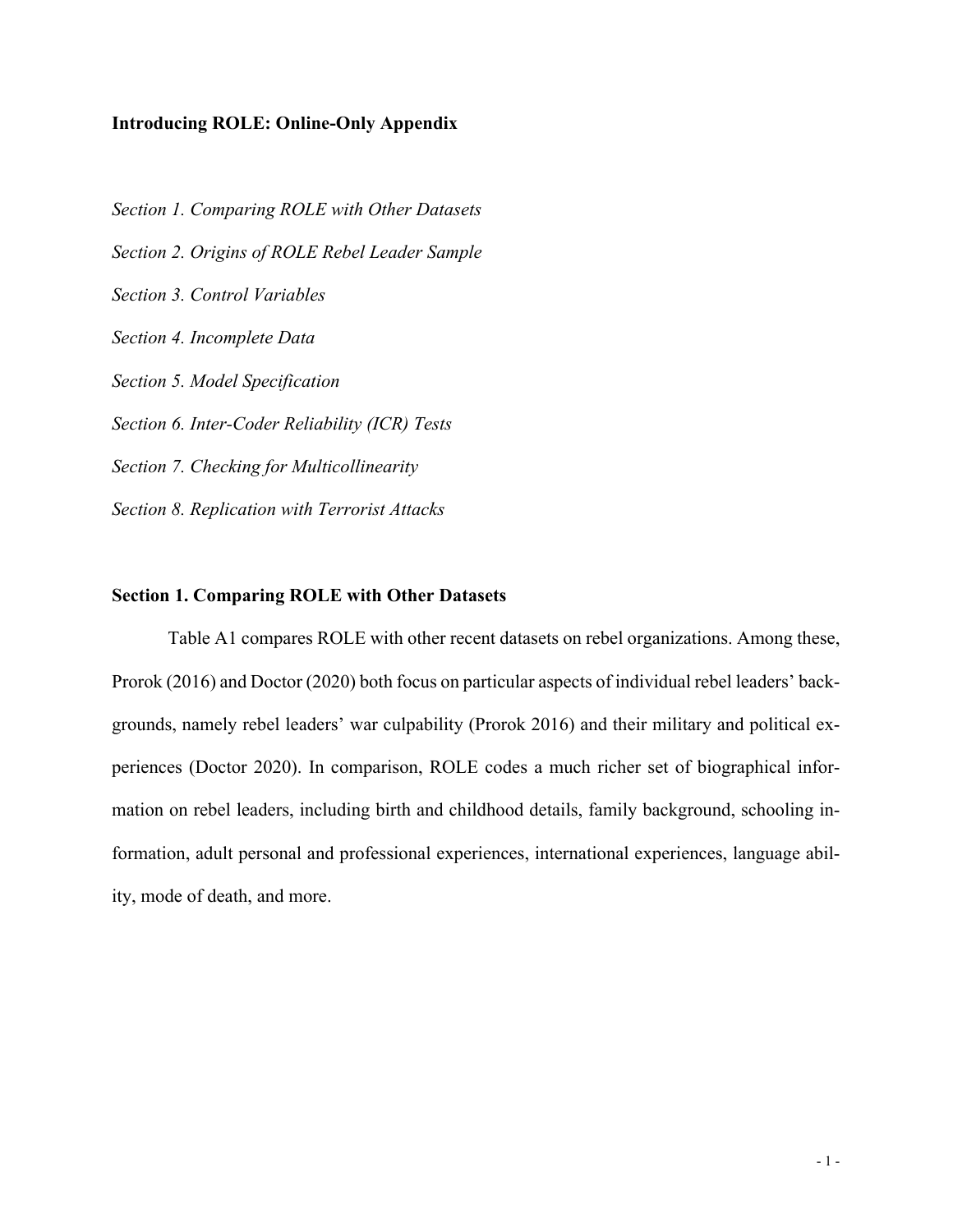# Introducing ROLE: Online-Only Appendix

*Section 1. Comparing ROLE with Other Datasets*

*Section 2. Origins of ROLE Rebel Leader Sample*

*Section 3. Control Variables*

*Section 4. Incomplete Data*

*Section 5. Model Specification*

*Section 6. Inter-Coder Reliability (ICR) Tests*

*Section 7. Checking for Multicollinearity*

*Section 8. Replication with Terrorist Attacks*

## Section 1. Comparing ROLE with Other Datasets

Table A1 compares ROLE with other recent datasets on rebel organizations. Among these, Prorok (2016) and Doctor (2020) both focus on particular aspects of individual rebel leaders' backgrounds, namely rebel leaders' war culpability (Prorok 2016) and their military and political experiences (Doctor 2020). In comparison, ROLE codes a much richer set of biographical information on rebel leaders, including birth and childhood details, family background, schooling information, adult personal and professional experiences, international experiences, language ability, mode of death, and more.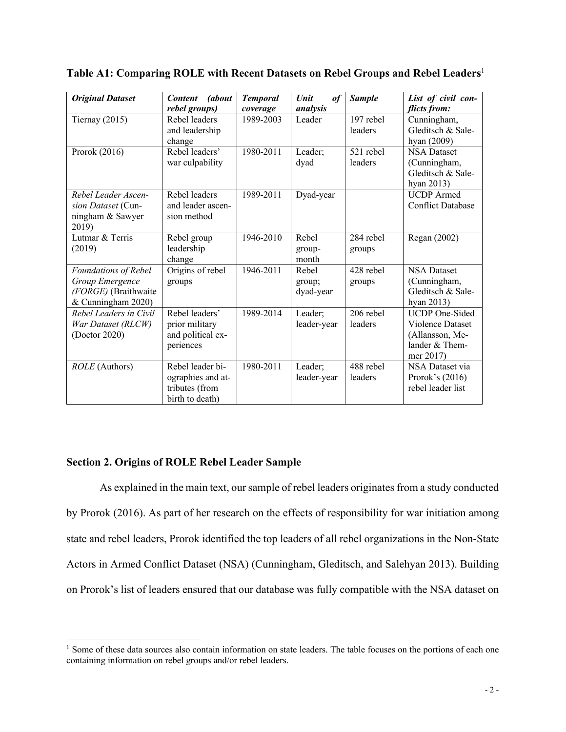**Table A1: Comparing ROLE with Recent Datasets on Rebel Groups and Rebel Leaders**[1]

| *Original Dataset* | *Content (about rebel groups)* | *Temporal coverage* | *Unit of analysis* | *Sample* | *List of civil conflicts from:* |
|---|---|---|---|---|---|
| Tiernay (2015) | Rebel leaders and leadership change | 1989-2003 | Leader | 197 rebel leaders | Cunningham, Gleditsch & Salehyan (2009) |
| Prorok (2016) | Rebel leaders' war culpability | 1980-2011 | Leader; dyad | 521 rebel leaders | NSA Dataset (Cunningham, Gleditsch & Salehyan 2013) |
| *Rebel Leader Ascension Dataset* (Cunningham & Sawyer 2019) | Rebel leaders and leader ascension method | 1989-2011 | Dyad-year | | UCDP Armed Conflict Database |
| Lutmar & Terris (2019) | Rebel group leadership change | 1946-2010 | Rebel group-month | 284 rebel groups | Regan (2002) |
| *Foundations of Rebel Group Emergence (FORGE)* (Braithwaite & Cunningham 2020) | Origins of rebel groups | 1946-2011 | Rebel group; dyad-year | 428 rebel groups | NSA Dataset (Cunningham, Gleditsch & Salehyan 2013) |
| *Rebel Leaders in Civil War Dataset (RLCW)* (Doctor 2020) | Rebel leaders' prior military and political experiences | 1989-2014 | Leader; leader-year | 206 rebel leaders | UCDP One-Sided Violence Dataset (Allansson, Melander & Themmer 2017) |
| *ROLE* (Authors) | Rebel leader biographies and attributes (from birth to death) | 1980-2011 | Leader; leader-year | 488 rebel leaders | NSA Dataset via Prorok's (2016) rebel leader list |

## Section 2. Origins of ROLE Rebel Leader Sample

As explained in the main text, our sample of rebel leaders originates from a study conducted by Prorok (2016). As part of her research on the effects of responsibility for war initiation among state and rebel leaders, Prorok identified the top leaders of all rebel organizations in the Non-State Actors in Armed Conflict Dataset (NSA) (Cunningham, Gleditsch, and Salehyan 2013). Building on Prorok's list of leaders ensured that our database was fully compatible with the NSA dataset on

[1] Some of these data sources also contain information on state leaders. The table focuses on the portions of each one containing information on rebel groups and/or rebel leaders.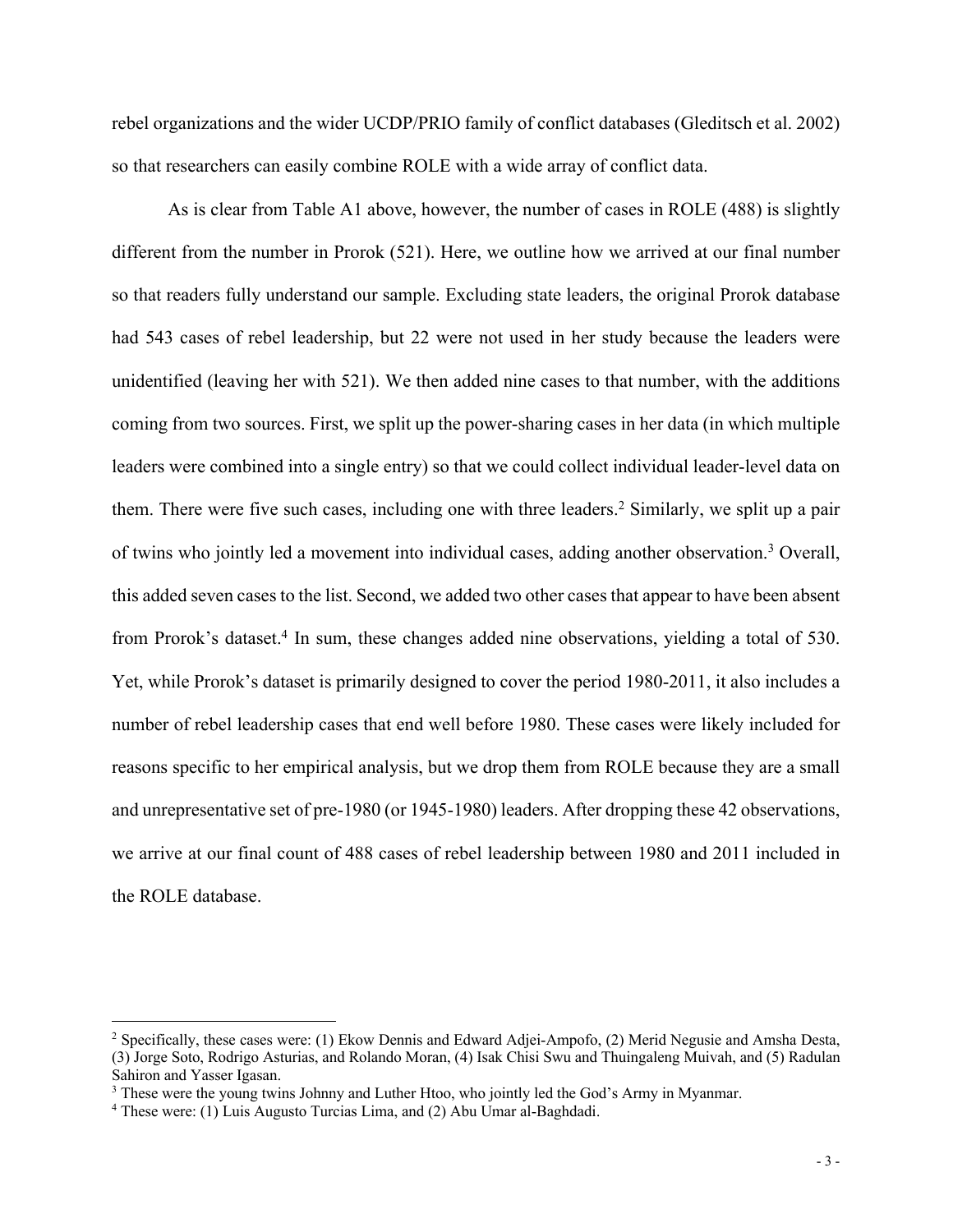rebel organizations and the wider UCDP/PRIO family of conflict databases (Gleditsch et al. 2002) so that researchers can easily combine ROLE with a wide array of conflict data.

As is clear from Table A1 above, however, the number of cases in ROLE (488) is slightly different from the number in Prorok (521). Here, we outline how we arrived at our final number so that readers fully understand our sample. Excluding state leaders, the original Prorok database had 543 cases of rebel leadership, but 22 were not used in her study because the leaders were unidentified (leaving her with 521). We then added nine cases to that number, with the additions coming from two sources. First, we split up the power-sharing cases in her data (in which multiple leaders were combined into a single entry) so that we could collect individual leader-level data on them. There were five such cases, including one with three leaders.[2] Similarly, we split up a pair of twins who jointly led a movement into individual cases, adding another observation.[3] Overall, this added seven cases to the list. Second, we added two other cases that appear to have been absent from Prorok's dataset.[4] In sum, these changes added nine observations, yielding a total of 530. Yet, while Prorok's dataset is primarily designed to cover the period 1980-2011, it also includes a number of rebel leadership cases that end well before 1980. These cases were likely included for reasons specific to her empirical analysis, but we drop them from ROLE because they are a small and unrepresentative set of pre-1980 (or 1945-1980) leaders. After dropping these 42 observations, we arrive at our final count of 488 cases of rebel leadership between 1980 and 2011 included in the ROLE database.

---

[2] Specifically, these cases were: (1) Ekow Dennis and Edward Adjei-Ampofo, (2) Merid Negusie and Amsha Desta, (3) Jorge Soto, Rodrigo Asturias, and Rolando Moran, (4) Isak Chisi Swu and Thuingaleng Muivah, and (5) Radulan Sahiron and Yasser Igasan.

[3] These were the young twins Johnny and Luther Htoo, who jointly led the God's Army in Myanmar.

[4] These were: (1) Luis Augusto Turcias Lima, and (2) Abu Umar al-Baghdadi.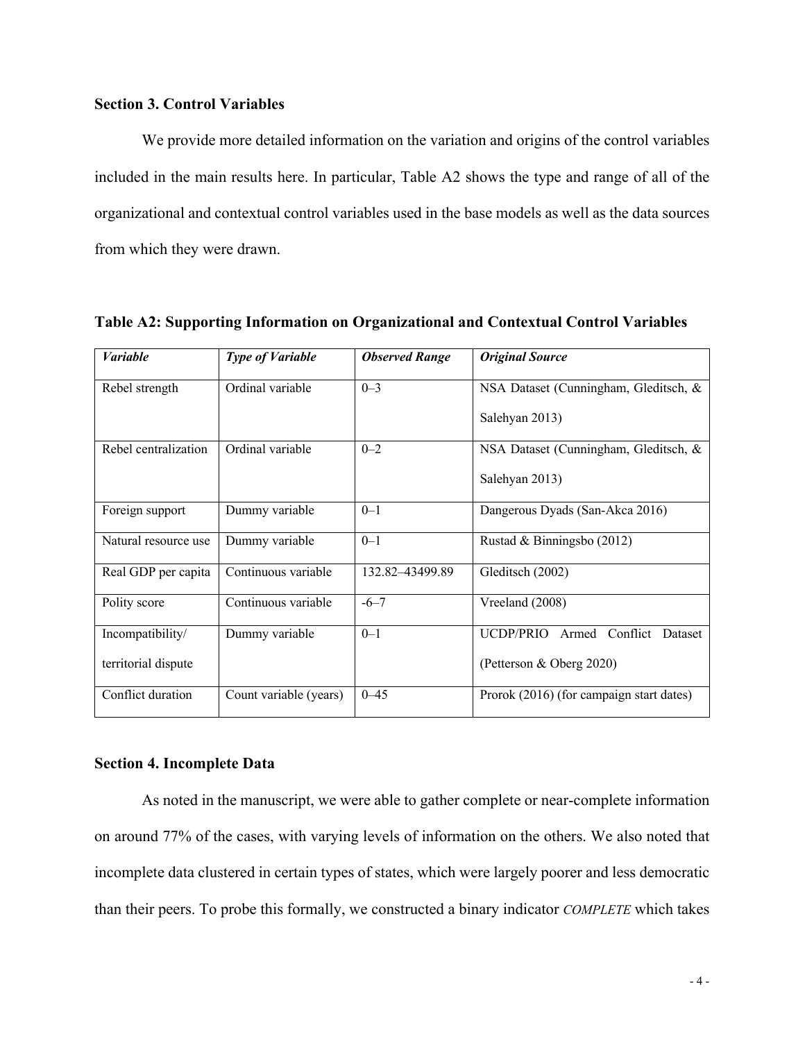## Section 3. Control Variables

We provide more detailed information on the variation and origins of the control variables included in the main results here. In particular, Table A2 shows the type and range of all of the organizational and contextual control variables used in the base models as well as the data sources from which they were drawn.

**Table A2: Supporting Information on Organizational and Contextual Control Variables**

| *Variable* | *Type of Variable* | *Observed Range* | *Original Source* |
|---|---|---|---|
| Rebel strength | Ordinal variable | 0–3 | NSA Dataset (Cunningham, Gleditsch, & Salehyan 2013) |
| Rebel centralization | Ordinal variable | 0–2 | NSA Dataset (Cunningham, Gleditsch, & Salehyan 2013) |
| Foreign support | Dummy variable | 0–1 | Dangerous Dyads (San-Akca 2016) |
| Natural resource use | Dummy variable | 0–1 | Rustad & Binningsbo (2012) |
| Real GDP per capita | Continuous variable | 132.82–43499.89 | Gleditsch (2002) |
| Polity score | Continuous variable | -6–7 | Vreeland (2008) |
| Incompatibility/ territorial dispute | Dummy variable | 0–1 | UCDP/PRIO Armed Conflict Dataset (Petterson & Oberg 2020) |
| Conflict duration | Count variable (years) | 0–45 | Prorok (2016) (for campaign start dates) |

## Section 4. Incomplete Data

As noted in the manuscript, we were able to gather complete or near-complete information on around 77% of the cases, with varying levels of information on the others. We also noted that incomplete data clustered in certain types of states, which were largely poorer and less democratic than their peers. To probe this formally, we constructed a binary indicator *COMPLETE* which takes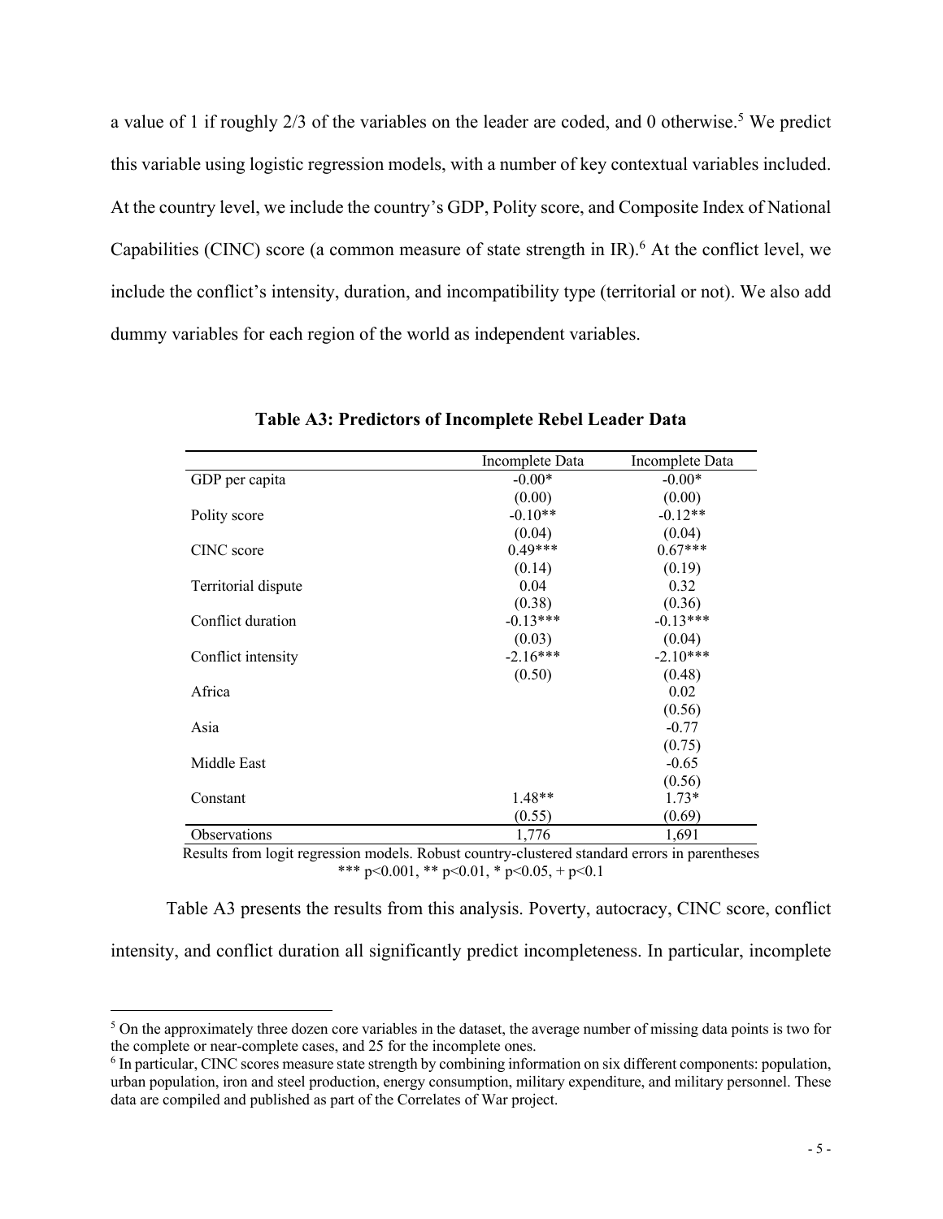a value of 1 if roughly 2/3 of the variables on the leader are coded, and 0 otherwise.[5] We predict this variable using logistic regression models, with a number of key contextual variables included. At the country level, we include the country's GDP, Polity score, and Composite Index of National Capabilities (CINC) score (a common measure of state strength in IR).[6] At the conflict level, we include the conflict's intensity, duration, and incompatibility type (territorial or not). We also add dummy variables for each region of the world as independent variables.

**Table A3: Predictors of Incomplete Rebel Leader Data**

| | Incomplete Data | Incomplete Data |
|---|---|---|
| GDP per capita | -0.00* | -0.00* |
| | (0.00) | (0.00) |
| Polity score | -0.10** | -0.12** |
| | (0.04) | (0.04) |
| CINC score | 0.49*** | 0.67*** |
| | (0.14) | (0.19) |
| Territorial dispute | 0.04 | 0.32 |
| | (0.38) | (0.36) |
| Conflict duration | -0.13*** | -0.13*** |
| | (0.03) | (0.04) |
| Conflict intensity | -2.16*** | -2.10*** |
| | (0.50) | (0.48) |
| Africa | | 0.02 |
| | | (0.56) |
| Asia | | -0.77 |
| | | (0.75) |
| Middle East | | -0.65 |
| | | (0.56) |
| Constant | 1.48** | 1.73* |
| | (0.55) | (0.69) |
| Observations | 1,776 | 1,691 |

Results from logit regression models. Robust country-clustered standard errors in parentheses
*** $p<0.001$, ** $p<0.01$, * $p<0.05$, + $p<0.1$

Table A3 presents the results from this analysis. Poverty, autocracy, CINC score, conflict intensity, and conflict duration all significantly predict incompleteness. In particular, incomplete

[5] On the approximately three dozen core variables in the dataset, the average number of missing data points is two for the complete or near-complete cases, and 25 for the incomplete ones.

[6] In particular, CINC scores measure state strength by combining information on six different components: population, urban population, iron and steel production, energy consumption, military expenditure, and military personnel. These data are compiled and published as part of the Correlates of War project.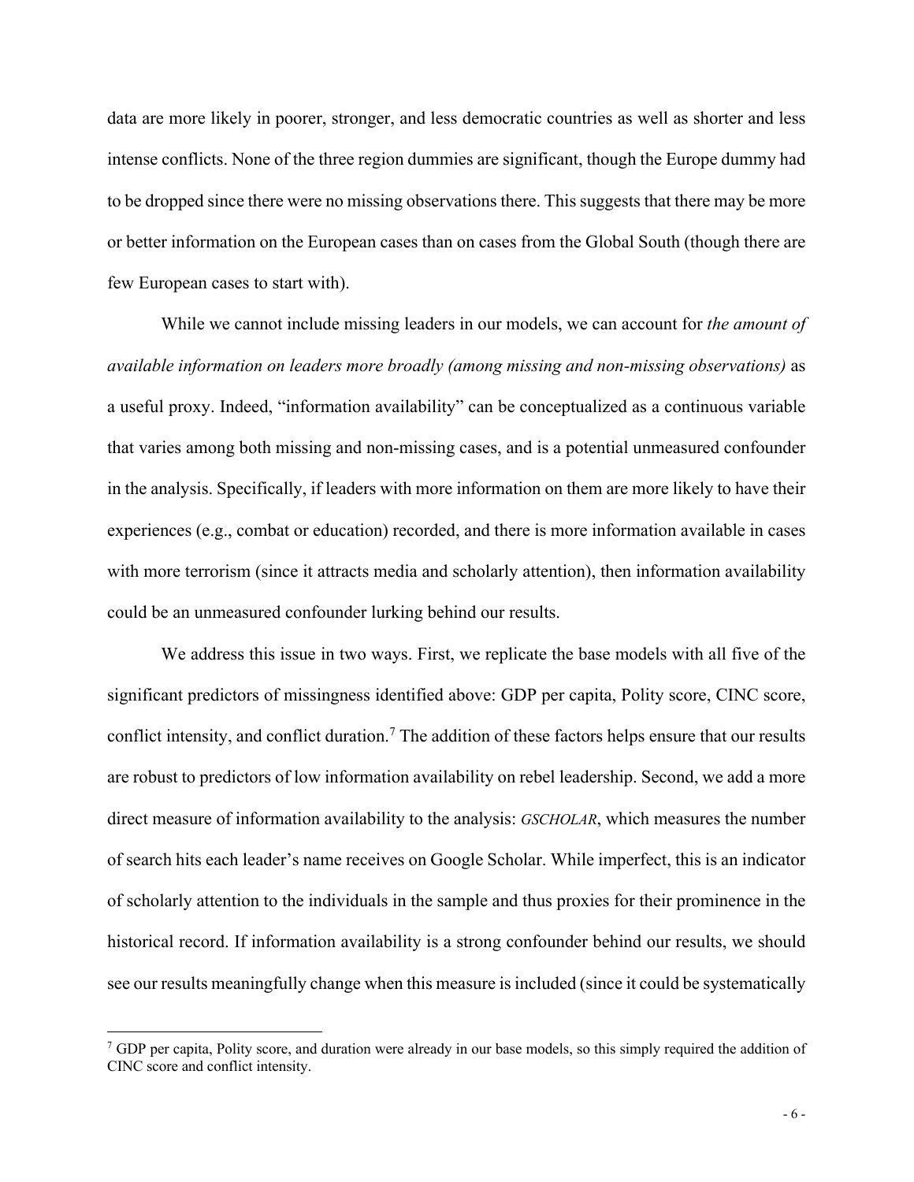data are more likely in poorer, stronger, and less democratic countries as well as shorter and less intense conflicts. None of the three region dummies are significant, though the Europe dummy had to be dropped since there were no missing observations there. This suggests that there may be more or better information on the European cases than on cases from the Global South (though there are few European cases to start with).

While we cannot include missing leaders in our models, we can account for *the amount of available information on leaders more broadly (among missing and non-missing observations)* as a useful proxy. Indeed, "information availability" can be conceptualized as a continuous variable that varies among both missing and non-missing cases, and is a potential unmeasured confounder in the analysis. Specifically, if leaders with more information on them are more likely to have their experiences (e.g., combat or education) recorded, and there is more information available in cases with more terrorism (since it attracts media and scholarly attention), then information availability could be an unmeasured confounder lurking behind our results.

We address this issue in two ways. First, we replicate the base models with all five of the significant predictors of missingness identified above: GDP per capita, Polity score, CINC score, conflict intensity, and conflict duration.[7] The addition of these factors helps ensure that our results are robust to predictors of low information availability on rebel leadership. Second, we add a more direct measure of information availability to the analysis: *GSCHOLAR*, which measures the number of search hits each leader's name receives on Google Scholar. While imperfect, this is an indicator of scholarly attention to the individuals in the sample and thus proxies for their prominence in the historical record. If information availability is a strong confounder behind our results, we should see our results meaningfully change when this measure is included (since it could be systematically

[7] GDP per capita, Polity score, and duration were already in our base models, so this simply required the addition of CINC score and conflict intensity.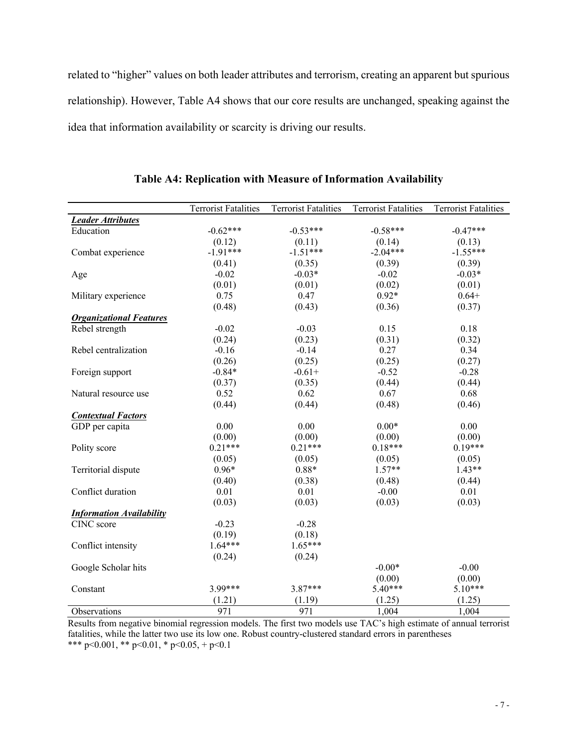related to "higher" values on both leader attributes and terrorism, creating an apparent but spurious relationship). However, Table A4 shows that our core results are unchanged, speaking against the idea that information availability or scarcity is driving our results.

**Table A4: Replication with Measure of Information Availability**

| | Terrorist Fatalities | Terrorist Fatalities | Terrorist Fatalities | Terrorist Fatalities |
|---|---|---|---|---|
| ***Leader Attributes*** | | | | |
| Education | -0.62*** | -0.53*** | -0.58*** | -0.47*** |
| | (0.12) | (0.11) | (0.14) | (0.13) |
| Combat experience | -1.91*** | -1.51*** | -2.04*** | -1.55*** |
| | (0.41) | (0.35) | (0.39) | (0.39) |
| Age | -0.02 | -0.03* | -0.02 | -0.03* |
| | (0.01) | (0.01) | (0.02) | (0.01) |
| Military experience | 0.75 | 0.47 | 0.92* | 0.64+ |
| | (0.48) | (0.43) | (0.36) | (0.37) |
| ***Organizational Features*** | | | | |
| Rebel strength | -0.02 | -0.03 | 0.15 | 0.18 |
| | (0.24) | (0.23) | (0.31) | (0.32) |
| Rebel centralization | -0.16 | -0.14 | 0.27 | 0.34 |
| | (0.26) | (0.25) | (0.25) | (0.27) |
| Foreign support | -0.84* | -0.61+ | -0.52 | -0.28 |
| | (0.37) | (0.35) | (0.44) | (0.44) |
| Natural resource use | 0.52 | 0.62 | 0.67 | 0.68 |
| | (0.44) | (0.44) | (0.48) | (0.46) |
| ***Contextual Factors*** | | | | |
| GDP per capita | 0.00 | 0.00 | 0.00* | 0.00 |
| | (0.00) | (0.00) | (0.00) | (0.00) |
| Polity score | 0.21*** | 0.21*** | 0.18*** | 0.19*** |
| | (0.05) | (0.05) | (0.05) | (0.05) |
| Territorial dispute | 0.96* | 0.88* | 1.57** | 1.43** |
| | (0.40) | (0.38) | (0.48) | (0.44) |
| Conflict duration | 0.01 | 0.01 | -0.00 | 0.01 |
| | (0.03) | (0.03) | (0.03) | (0.03) |
| ***Information Availability*** | | | | |
| CINC score | -0.23 | -0.28 | | |
| | (0.19) | (0.18) | | |
| Conflict intensity | 1.64*** | 1.65*** | | |
| | (0.24) | (0.24) | | |
| Google Scholar hits | | | -0.00* | -0.00 |
| | | | (0.00) | (0.00) |
| Constant | 3.99*** | 3.87*** | 5.40*** | 5.10*** |
| | (1.21) | (1.19) | (1.25) | (1.25) |
| Observations | 971 | 971 | 1,004 | 1,004 |

Results from negative binomial regression models. The first two models use TAC's high estimate of annual terrorist fatalities, while the latter two use its low one. Robust country-clustered standard errors in parentheses
*** p<0.001, ** p<0.01, * p<0.05, + p<0.1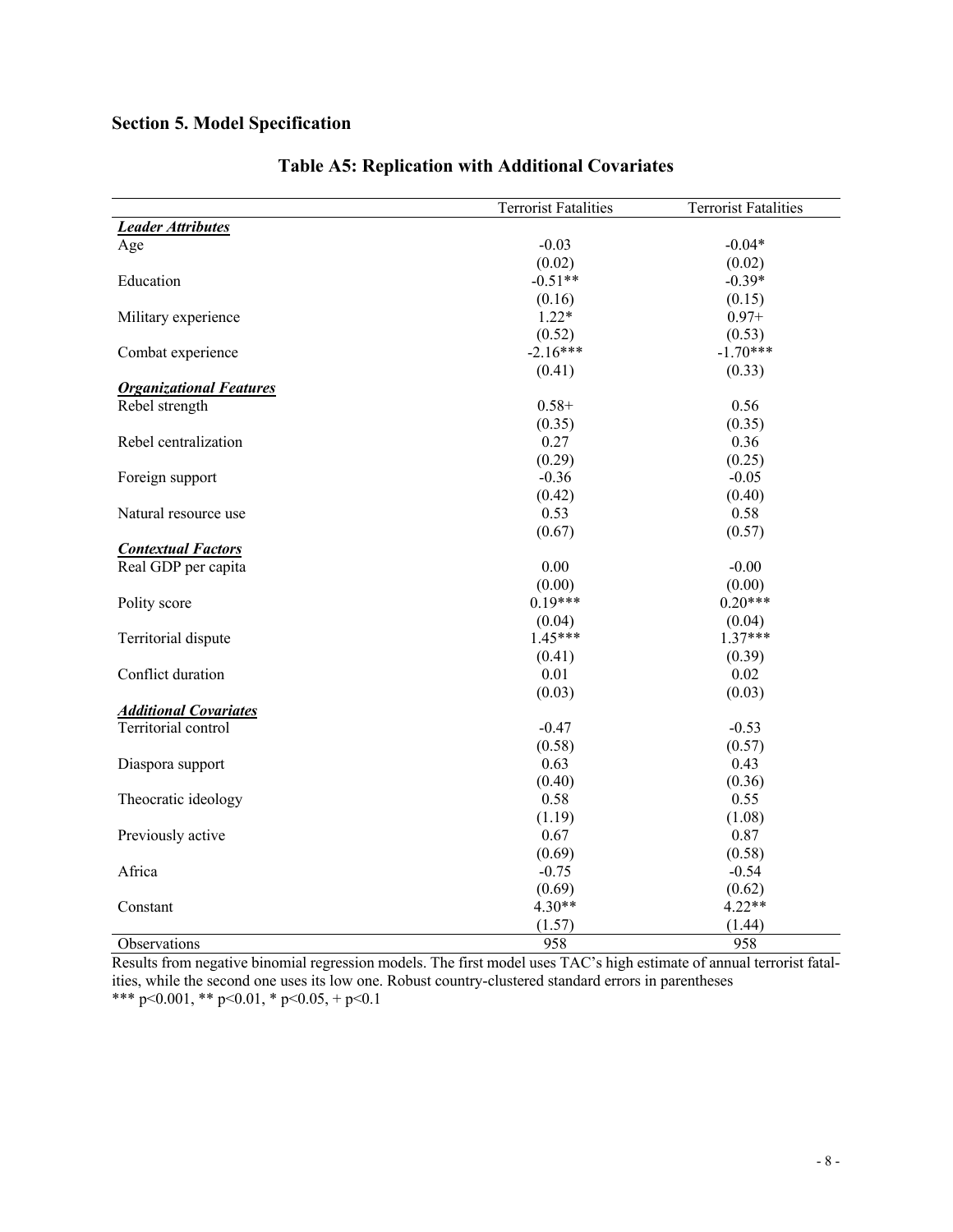## Section 5. Model Specification

### Table A5: Replication with Additional Covariates

| | Terrorist Fatalities | Terrorist Fatalities |
|---|---|---|
| ***Leader Attributes*** | | |
| Age | -0.03 | -0.04* |
| | (0.02) | (0.02) |
| Education | -0.51** | -0.39* |
| | (0.16) | (0.15) |
| Military experience | 1.22* | 0.97+ |
| | (0.52) | (0.53) |
| Combat experience | -2.16*** | -1.70*** |
| | (0.41) | (0.33) |
| ***Organizational Features*** | | |
| Rebel strength | 0.58+ | 0.56 |
| | (0.35) | (0.35) |
| Rebel centralization | 0.27 | 0.36 |
| | (0.29) | (0.25) |
| Foreign support | -0.36 | -0.05 |
| | (0.42) | (0.40) |
| Natural resource use | 0.53 | 0.58 |
| | (0.67) | (0.57) |
| ***Contextual Factors*** | | |
| Real GDP per capita | 0.00 | -0.00 |
| | (0.00) | (0.00) |
| Polity score | 0.19*** | 0.20*** |
| | (0.04) | (0.04) |
| Territorial dispute | 1.45*** | 1.37*** |
| | (0.41) | (0.39) |
| Conflict duration | 0.01 | 0.02 |
| | (0.03) | (0.03) |
| ***Additional Covariates*** | | |
| Territorial control | -0.47 | -0.53 |
| | (0.58) | (0.57) |
| Diaspora support | 0.63 | 0.43 |
| | (0.40) | (0.36) |
| Theocratic ideology | 0.58 | 0.55 |
| | (1.19) | (1.08) |
| Previously active | 0.67 | 0.87 |
| | (0.69) | (0.58) |
| Africa | -0.75 | -0.54 |
| | (0.69) | (0.62) |
| Constant | 4.30** | 4.22** |
| | (1.57) | (1.44) |
| Observations | 958 | 958 |

Results from negative binomial regression models. The first model uses TAC's high estimate of annual terrorist fatalities, while the second one uses its low one. Robust country-clustered standard errors in parentheses

*** $p<0.001$, ** $p<0.01$, * $p<0.05$, + $p<0.1$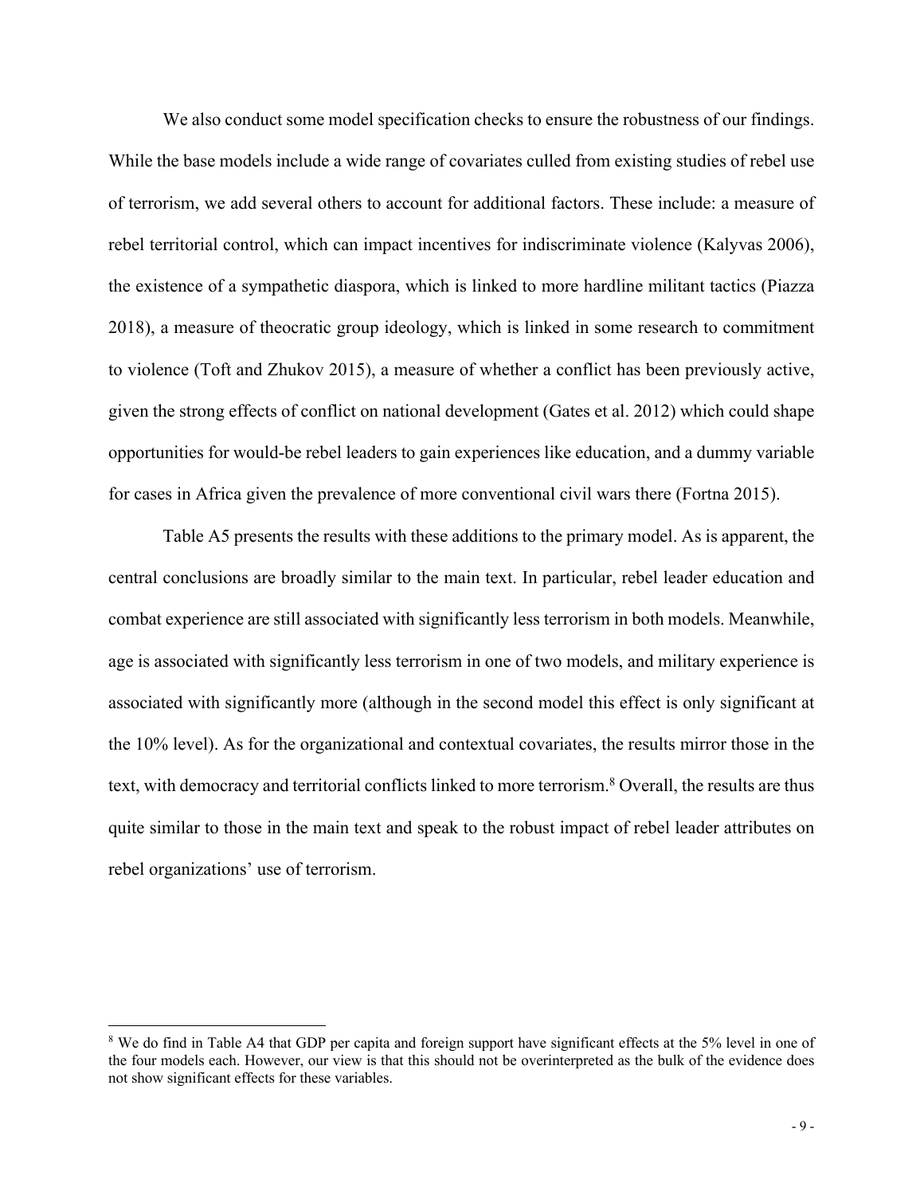We also conduct some model specification checks to ensure the robustness of our findings. While the base models include a wide range of covariates culled from existing studies of rebel use of terrorism, we add several others to account for additional factors. These include: a measure of rebel territorial control, which can impact incentives for indiscriminate violence (Kalyvas 2006), the existence of a sympathetic diaspora, which is linked to more hardline militant tactics (Piazza 2018), a measure of theocratic group ideology, which is linked in some research to commitment to violence (Toft and Zhukov 2015), a measure of whether a conflict has been previously active, given the strong effects of conflict on national development (Gates et al. 2012) which could shape opportunities for would-be rebel leaders to gain experiences like education, and a dummy variable for cases in Africa given the prevalence of more conventional civil wars there (Fortna 2015).

Table A5 presents the results with these additions to the primary model. As is apparent, the central conclusions are broadly similar to the main text. In particular, rebel leader education and combat experience are still associated with significantly less terrorism in both models. Meanwhile, age is associated with significantly less terrorism in one of two models, and military experience is associated with significantly more (although in the second model this effect is only significant at the 10% level). As for the organizational and contextual covariates, the results mirror those in the text, with democracy and territorial conflicts linked to more terrorism.[8] Overall, the results are thus quite similar to those in the main text and speak to the robust impact of rebel leader attributes on rebel organizations' use of terrorism.

---

[8] We do find in Table A4 that GDP per capita and foreign support have significant effects at the 5% level in one of the four models each. However, our view is that this should not be overinterpreted as the bulk of the evidence does not show significant effects for these variables.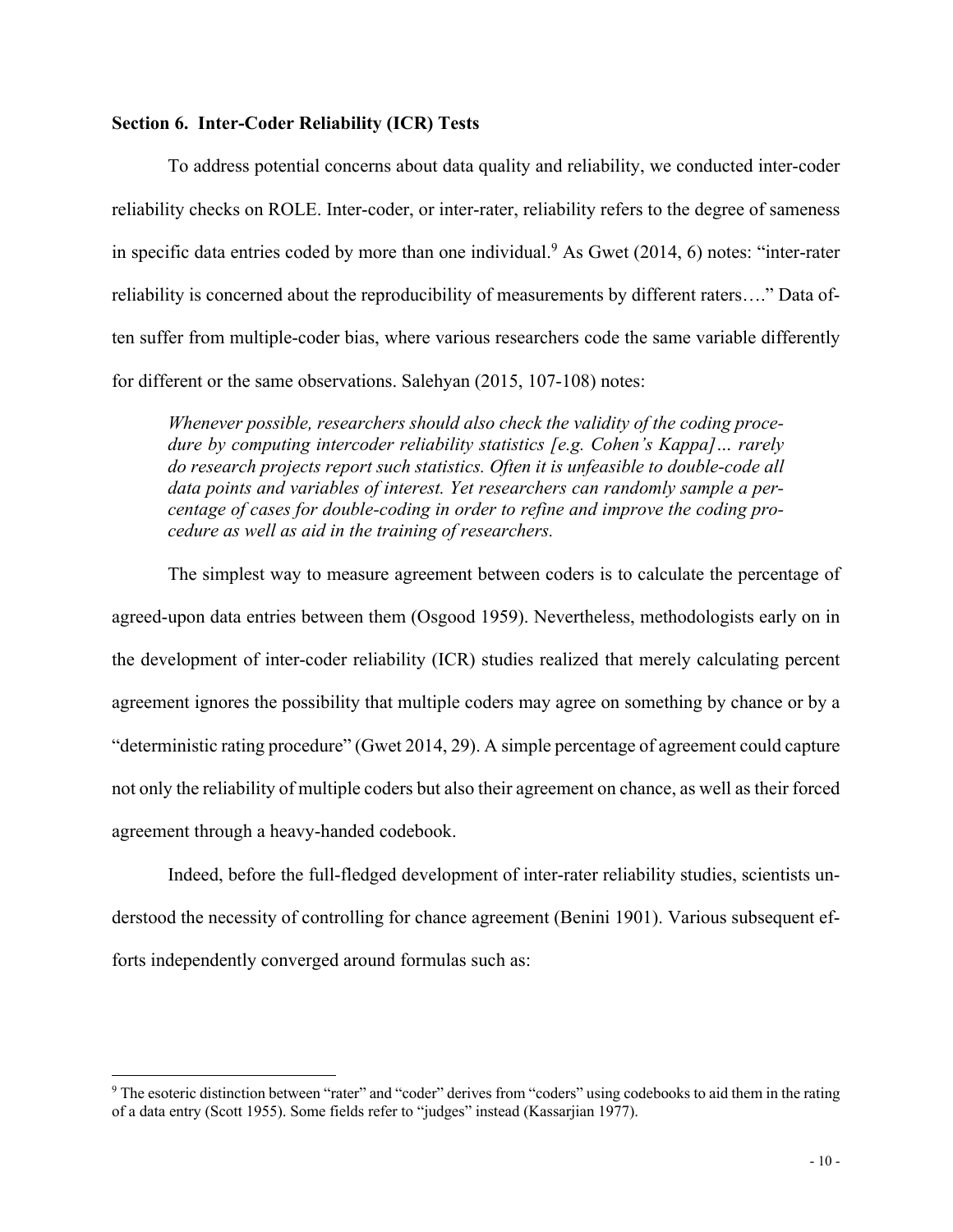**Section 6. Inter-Coder Reliability (ICR) Tests**

To address potential concerns about data quality and reliability, we conducted inter-coder reliability checks on ROLE. Inter-coder, or inter-rater, reliability refers to the degree of sameness in specific data entries coded by more than one individual.[9] As Gwet (2014, 6) notes: "inter-rater reliability is concerned about the reproducibility of measurements by different raters…." Data often suffer from multiple-coder bias, where various researchers code the same variable differently for different or the same observations. Salehyan (2015, 107-108) notes:

> *Whenever possible, researchers should also check the validity of the coding procedure by computing intercoder reliability statistics [e.g. Cohen's Kappa]… rarely do research projects report such statistics. Often it is unfeasible to double-code all data points and variables of interest. Yet researchers can randomly sample a percentage of cases for double-coding in order to refine and improve the coding procedure as well as aid in the training of researchers.*

The simplest way to measure agreement between coders is to calculate the percentage of agreed-upon data entries between them (Osgood 1959). Nevertheless, methodologists early on in the development of inter-coder reliability (ICR) studies realized that merely calculating percent agreement ignores the possibility that multiple coders may agree on something by chance or by a "deterministic rating procedure" (Gwet 2014, 29). A simple percentage of agreement could capture not only the reliability of multiple coders but also their agreement on chance, as well as their forced agreement through a heavy-handed codebook.

Indeed, before the full-fledged development of inter-rater reliability studies, scientists understood the necessity of controlling for chance agreement (Benini 1901). Various subsequent efforts independently converged around formulas such as:

[9] The esoteric distinction between "rater" and "coder" derives from "coders" using codebooks to aid them in the rating of a data entry (Scott 1955). Some fields refer to "judges" instead (Kassarjian 1977).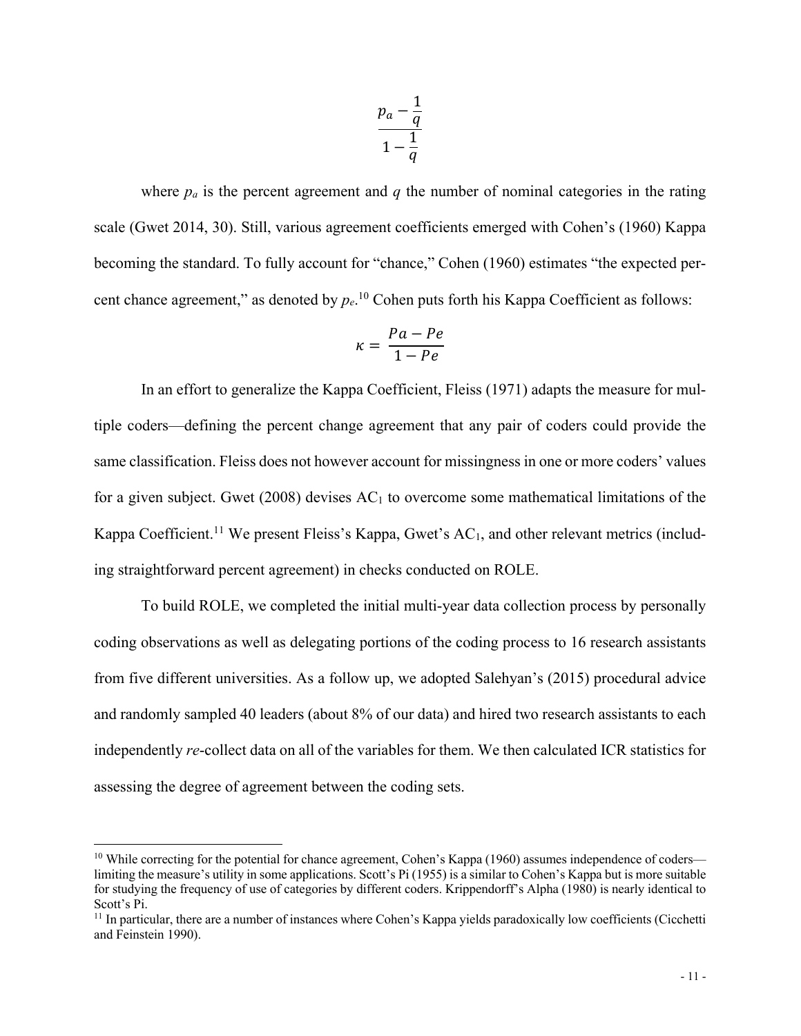$$\frac{p_a - \frac{1}{q}}{1 - \frac{1}{q}}$$

where $p_a$ is the percent agreement and $q$ the number of nominal categories in the rating scale (Gwet 2014, 30). Still, various agreement coefficients emerged with Cohen's (1960) Kappa becoming the standard. To fully account for "chance," Cohen (1960) estimates "the expected percent chance agreement," as denoted by $p_e$.[10] Cohen puts forth his Kappa Coefficient as follows:

$$\kappa = \frac{Pa - Pe}{1 - Pe}$$

In an effort to generalize the Kappa Coefficient, Fleiss (1971) adapts the measure for multiple coders—defining the percent change agreement that any pair of coders could provide the same classification. Fleiss does not however account for missingness in one or more coders' values for a given subject. Gwet (2008) devises $AC_1$ to overcome some mathematical limitations of the Kappa Coefficient.[11] We present Fleiss's Kappa, Gwet's $AC_1$, and other relevant metrics (including straightforward percent agreement) in checks conducted on ROLE.

To build ROLE, we completed the initial multi-year data collection process by personally coding observations as well as delegating portions of the coding process to 16 research assistants from five different universities. As a follow up, we adopted Salehyan's (2015) procedural advice and randomly sampled 40 leaders (about 8% of our data) and hired two research assistants to each independently *re*-collect data on all of the variables for them. We then calculated ICR statistics for assessing the degree of agreement between the coding sets.

[10] While correcting for the potential for chance agreement, Cohen's Kappa (1960) assumes independence of coders—limiting the measure's utility in some applications. Scott's Pi (1955) is a similar to Cohen's Kappa but is more suitable for studying the frequency of use of categories by different coders. Krippendorff's Alpha (1980) is nearly identical to Scott's Pi.

[11] In particular, there are a number of instances where Cohen's Kappa yields paradoxically low coefficients (Cicchetti and Feinstein 1990).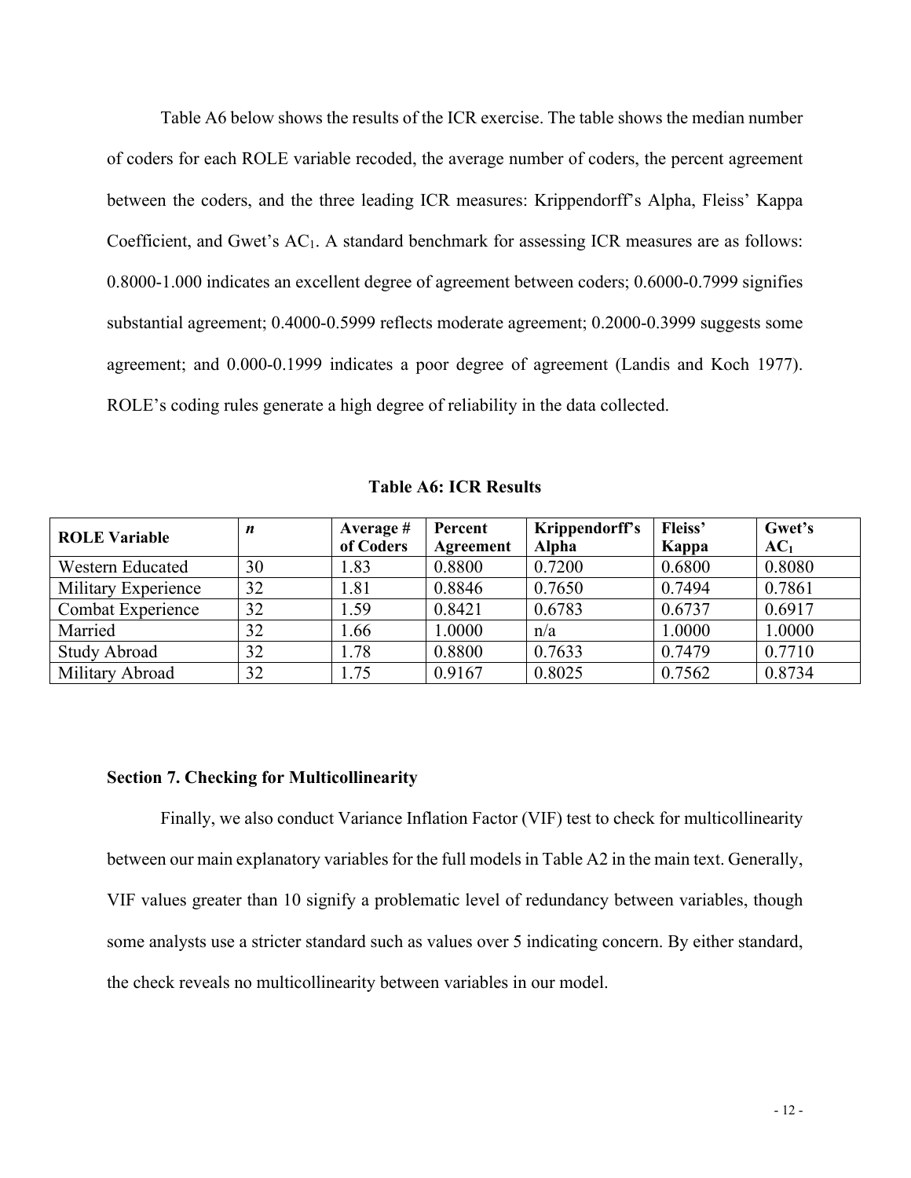Table A6 below shows the results of the ICR exercise. The table shows the median number of coders for each ROLE variable recoded, the average number of coders, the percent agreement between the coders, and the three leading ICR measures: Krippendorff's Alpha, Fleiss' Kappa Coefficient, and Gwet's $AC_1$. A standard benchmark for assessing ICR measures are as follows: 0.8000-1.000 indicates an excellent degree of agreement between coders; 0.6000-0.7999 signifies substantial agreement; 0.4000-0.5999 reflects moderate agreement; 0.2000-0.3999 suggests some agreement; and 0.000-0.1999 indicates a poor degree of agreement (Landis and Koch 1977). ROLE's coding rules generate a high degree of reliability in the data collected.

**Table A6: ICR Results**

| ROLE Variable | *n* | Average # of Coders | Percent Agreement | Krippendorff's Alpha | Fleiss' Kappa | Gwet's $AC_1$ |
|---|---|---|---|---|---|---|
| Western Educated | 30 | 1.83 | 0.8800 | 0.7200 | 0.6800 | 0.8080 |
| Military Experience | 32 | 1.81 | 0.8846 | 0.7650 | 0.7494 | 0.7861 |
| Combat Experience | 32 | 1.59 | 0.8421 | 0.6783 | 0.6737 | 0.6917 |
| Married | 32 | 1.66 | 1.0000 | n/a | 1.0000 | 1.0000 |
| Study Abroad | 32 | 1.78 | 0.8800 | 0.7633 | 0.7479 | 0.7710 |
| Military Abroad | 32 | 1.75 | 0.9167 | 0.8025 | 0.7562 | 0.8734 |

### Section 7. Checking for Multicollinearity

Finally, we also conduct Variance Inflation Factor (VIF) test to check for multicollinearity between our main explanatory variables for the full models in Table A2 in the main text. Generally, VIF values greater than 10 signify a problematic level of redundancy between variables, though some analysts use a stricter standard such as values over 5 indicating concern. By either standard, the check reveals no multicollinearity between variables in our model.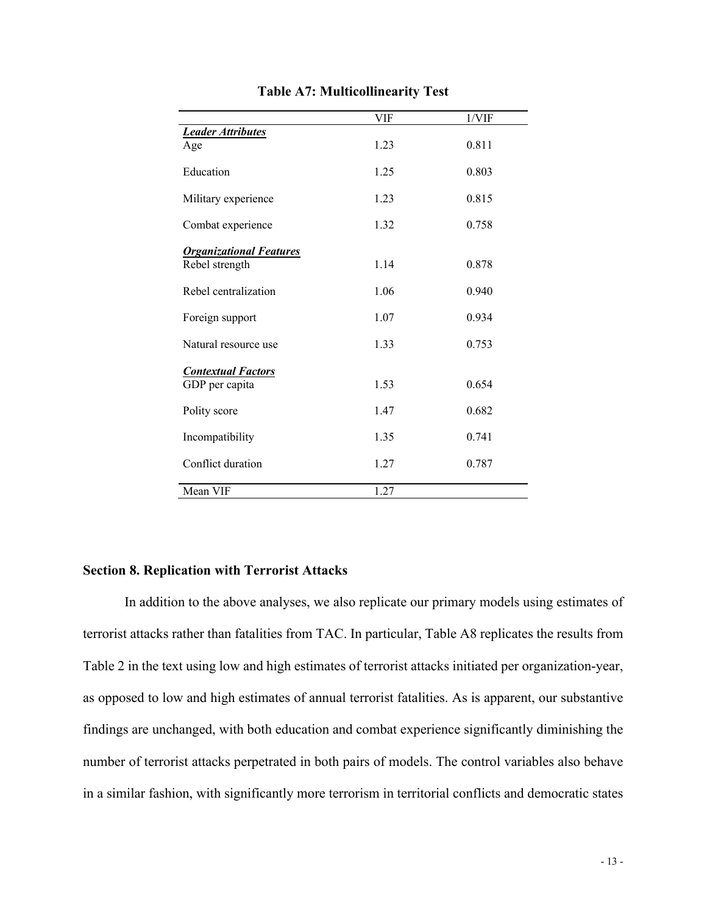**Table A7: Multicollinearity Test**

| | VIF | 1/VIF |
|---|---|---|
| ***Leader Attributes*** | | |
| Age | 1.23 | 0.811 |
| Education | 1.25 | 0.803 |
| Military experience | 1.23 | 0.815 |
| Combat experience | 1.32 | 0.758 |
| ***Organizational Features*** | | |
| Rebel strength | 1.14 | 0.878 |
| Rebel centralization | 1.06 | 0.940 |
| Foreign support | 1.07 | 0.934 |
| Natural resource use | 1.33 | 0.753 |
| ***Contextual Factors*** | | |
| GDP per capita | 1.53 | 0.654 |
| Polity score | 1.47 | 0.682 |
| Incompatibility | 1.35 | 0.741 |
| Conflict duration | 1.27 | 0.787 |
| Mean VIF | 1.27 | |

## Section 8. Replication with Terrorist Attacks

In addition to the above analyses, we also replicate our primary models using estimates of terrorist attacks rather than fatalities from TAC. In particular, Table A8 replicates the results from Table 2 in the text using low and high estimates of terrorist attacks initiated per organization-year, as opposed to low and high estimates of annual terrorist fatalities. As is apparent, our substantive findings are unchanged, with both education and combat experience significantly diminishing the number of terrorist attacks perpetrated in both pairs of models. The control variables also behave in a similar fashion, with significantly more terrorism in territorial conflicts and democratic states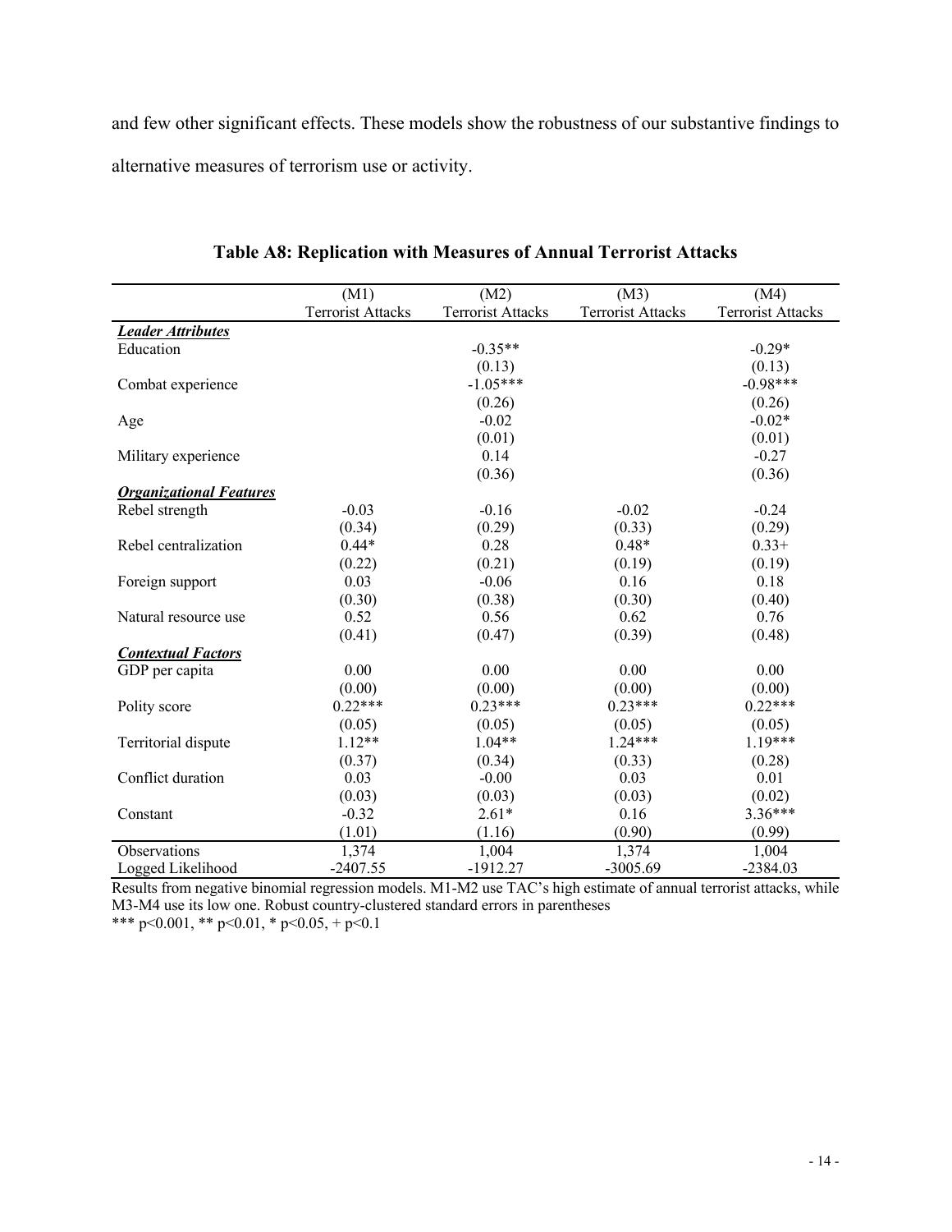and few other significant effects. These models show the robustness of our substantive findings to alternative measures of terrorism use or activity.

**Table A8: Replication with Measures of Annual Terrorist Attacks**

| | (M1) Terrorist Attacks | (M2) Terrorist Attacks | (M3) Terrorist Attacks | (M4) Terrorist Attacks |
|---|---|---|---|---|
| ***Leader Attributes*** | | | | |
| Education | | -0.35** | | -0.29* |
| | | (0.13) | | (0.13) |
| Combat experience | | -1.05*** | | -0.98*** |
| | | (0.26) | | (0.26) |
| Age | | -0.02 | | -0.02* |
| | | (0.01) | | (0.01) |
| Military experience | | 0.14 | | -0.27 |
| | | (0.36) | | (0.36) |
| ***Organizational Features*** | | | | |
| Rebel strength | -0.03 | -0.16 | -0.02 | -0.24 |
| | (0.34) | (0.29) | (0.33) | (0.29) |
| Rebel centralization | 0.44* | 0.28 | 0.48* | 0.33+ |
| | (0.22) | (0.21) | (0.19) | (0.19) |
| Foreign support | 0.03 | -0.06 | 0.16 | 0.18 |
| | (0.30) | (0.38) | (0.30) | (0.40) |
| Natural resource use | 0.52 | 0.56 | 0.62 | 0.76 |
| | (0.41) | (0.47) | (0.39) | (0.48) |
| ***Contextual Factors*** | | | | |
| GDP per capita | 0.00 | 0.00 | 0.00 | 0.00 |
| | (0.00) | (0.00) | (0.00) | (0.00) |
| Polity score | 0.22*** | 0.23*** | 0.23*** | 0.22*** |
| | (0.05) | (0.05) | (0.05) | (0.05) |
| Territorial dispute | 1.12** | 1.04** | 1.24*** | 1.19*** |
| | (0.37) | (0.34) | (0.33) | (0.28) |
| Conflict duration | 0.03 | -0.00 | 0.03 | 0.01 |
| | (0.03) | (0.03) | (0.03) | (0.02) |
| Constant | -0.32 | 2.61* | 0.16 | 3.36*** |
| | (1.01) | (1.16) | (0.90) | (0.99) |
| Observations | 1,374 | 1,004 | 1,374 | 1,004 |
| Logged Likelihood | -2407.55 | -1912.27 | -3005.69 | -2384.03 |

Results from negative binomial regression models. M1-M2 use TAC's high estimate of annual terrorist attacks, while M3-M4 use its low one. Robust country-clustered standard errors in parentheses

*** p<0.001, ** p<0.01, * p<0.05, + p<0.1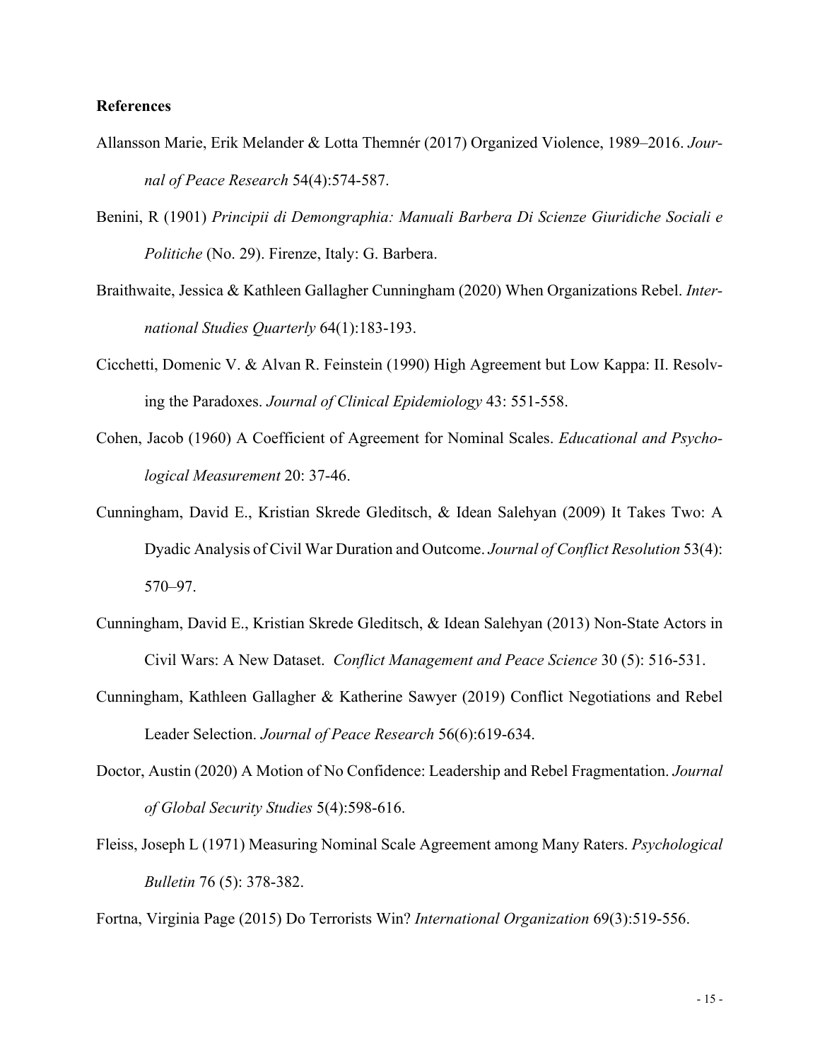**References**

Allansson Marie, Erik Melander & Lotta Themnér (2017) Organized Violence, 1989–2016. *Journal of Peace Research* 54(4):574-587.

Benini, R (1901) *Principii di Demongraphia: Manuali Barbera Di Scienze Giuridiche Sociali e Politiche* (No. 29). Firenze, Italy: G. Barbera.

Braithwaite, Jessica & Kathleen Gallagher Cunningham (2020) When Organizations Rebel. *International Studies Quarterly* 64(1):183-193.

Cicchetti, Domenic V. & Alvan R. Feinstein (1990) High Agreement but Low Kappa: II. Resolving the Paradoxes. *Journal of Clinical Epidemiology* 43: 551-558.

Cohen, Jacob (1960) A Coefficient of Agreement for Nominal Scales. *Educational and Psychological Measurement* 20: 37-46.

Cunningham, David E., Kristian Skrede Gleditsch, & Idean Salehyan (2009) It Takes Two: A Dyadic Analysis of Civil War Duration and Outcome. *Journal of Conflict Resolution* 53(4): 570–97.

Cunningham, David E., Kristian Skrede Gleditsch, & Idean Salehyan (2013) Non-State Actors in Civil Wars: A New Dataset. *Conflict Management and Peace Science* 30 (5): 516-531.

Cunningham, Kathleen Gallagher & Katherine Sawyer (2019) Conflict Negotiations and Rebel Leader Selection. *Journal of Peace Research* 56(6):619-634.

Doctor, Austin (2020) A Motion of No Confidence: Leadership and Rebel Fragmentation. *Journal of Global Security Studies* 5(4):598-616.

Fleiss, Joseph L (1971) Measuring Nominal Scale Agreement among Many Raters. *Psychological Bulletin* 76 (5): 378-382.

Fortna, Virginia Page (2015) Do Terrorists Win? *International Organization* 69(3):519-556.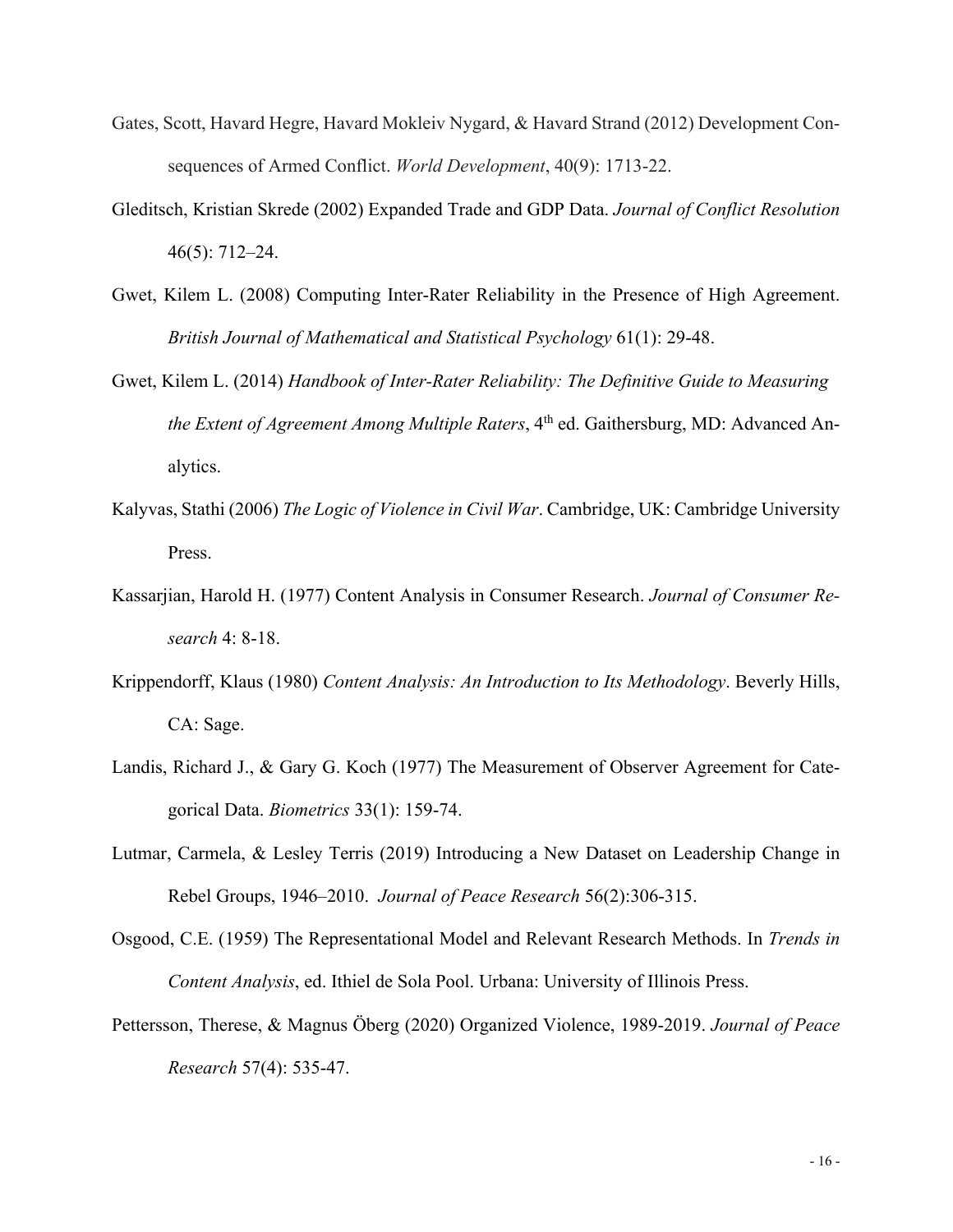Gates, Scott, Havard Hegre, Havard Mokleiv Nygard, & Havard Strand (2012) Development Consequences of Armed Conflict. *World Development*, 40(9): 1713-22.

Gleditsch, Kristian Skrede (2002) Expanded Trade and GDP Data. *Journal of Conflict Resolution* 46(5): 712–24.

Gwet, Kilem L. (2008) Computing Inter-Rater Reliability in the Presence of High Agreement. *British Journal of Mathematical and Statistical Psychology* 61(1): 29-48.

Gwet, Kilem L. (2014) *Handbook of Inter-Rater Reliability: The Definitive Guide to Measuring the Extent of Agreement Among Multiple Raters*, 4th ed. Gaithersburg, MD: Advanced Analytics.

Kalyvas, Stathi (2006) *The Logic of Violence in Civil War*. Cambridge, UK: Cambridge University Press.

Kassarjian, Harold H. (1977) Content Analysis in Consumer Research. *Journal of Consumer Research* 4: 8-18.

Krippendorff, Klaus (1980) *Content Analysis: An Introduction to Its Methodology*. Beverly Hills, CA: Sage.

Landis, Richard J., & Gary G. Koch (1977) The Measurement of Observer Agreement for Categorical Data. *Biometrics* 33(1): 159-74.

Lutmar, Carmela, & Lesley Terris (2019) Introducing a New Dataset on Leadership Change in Rebel Groups, 1946–2010. *Journal of Peace Research* 56(2):306-315.

Osgood, C.E. (1959) The Representational Model and Relevant Research Methods. In *Trends in Content Analysis*, ed. Ithiel de Sola Pool. Urbana: University of Illinois Press.

Pettersson, Therese, & Magnus Öberg (2020) Organized Violence, 1989-2019. *Journal of Peace Research* 57(4): 535-47.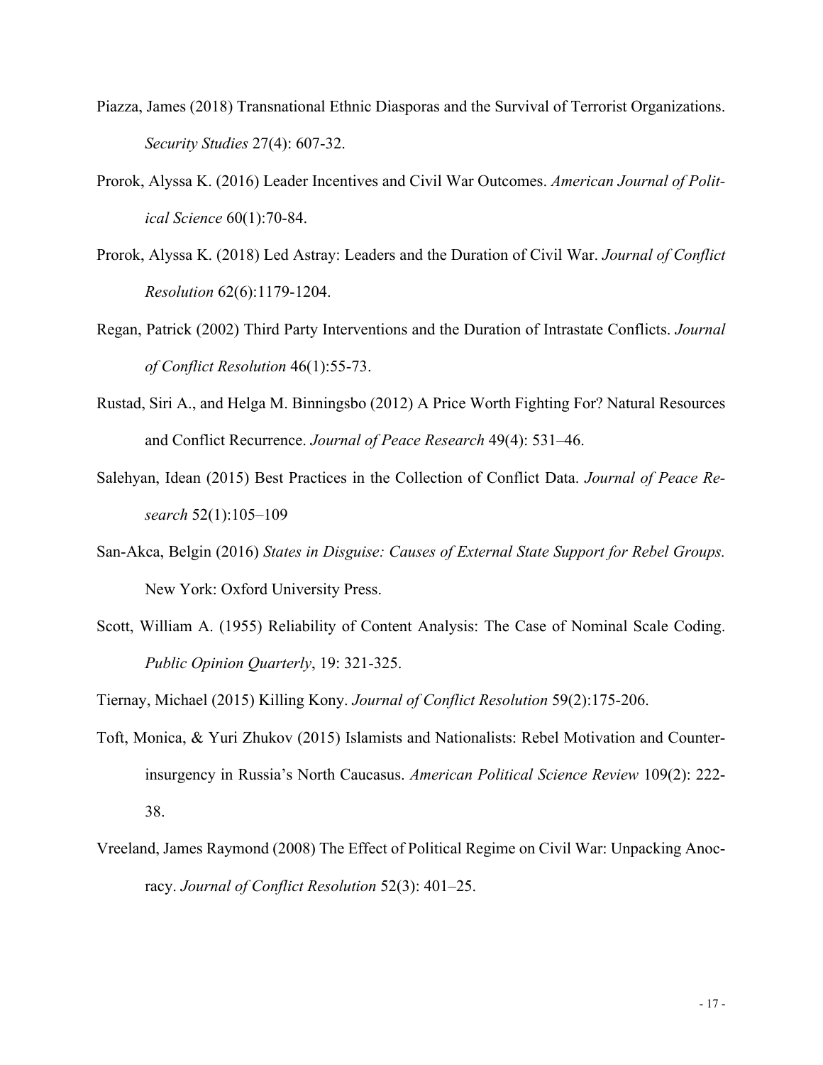Piazza, James (2018) Transnational Ethnic Diasporas and the Survival of Terrorist Organizations. *Security Studies* 27(4): 607-32.

Prorok, Alyssa K. (2016) Leader Incentives and Civil War Outcomes. *American Journal of Political Science* 60(1):70-84.

Prorok, Alyssa K. (2018) Led Astray: Leaders and the Duration of Civil War. *Journal of Conflict Resolution* 62(6):1179-1204.

Regan, Patrick (2002) Third Party Interventions and the Duration of Intrastate Conflicts. *Journal of Conflict Resolution* 46(1):55-73.

Rustad, Siri A., and Helga M. Binningsbo (2012) A Price Worth Fighting For? Natural Resources and Conflict Recurrence. *Journal of Peace Research* 49(4): 531–46.

Salehyan, Idean (2015) Best Practices in the Collection of Conflict Data. *Journal of Peace Research* 52(1):105–109

San-Akca, Belgin (2016) *States in Disguise: Causes of External State Support for Rebel Groups.* New York: Oxford University Press.

Scott, William A. (1955) Reliability of Content Analysis: The Case of Nominal Scale Coding. *Public Opinion Quarterly*, 19: 321-325.

Tiernay, Michael (2015) Killing Kony. *Journal of Conflict Resolution* 59(2):175-206.

Toft, Monica, & Yuri Zhukov (2015) Islamists and Nationalists: Rebel Motivation and Counterinsurgency in Russia's North Caucasus. *American Political Science Review* 109(2): 222-38.

Vreeland, James Raymond (2008) The Effect of Political Regime on Civil War: Unpacking Anocracy. *Journal of Conflict Resolution* 52(3): 401–25.